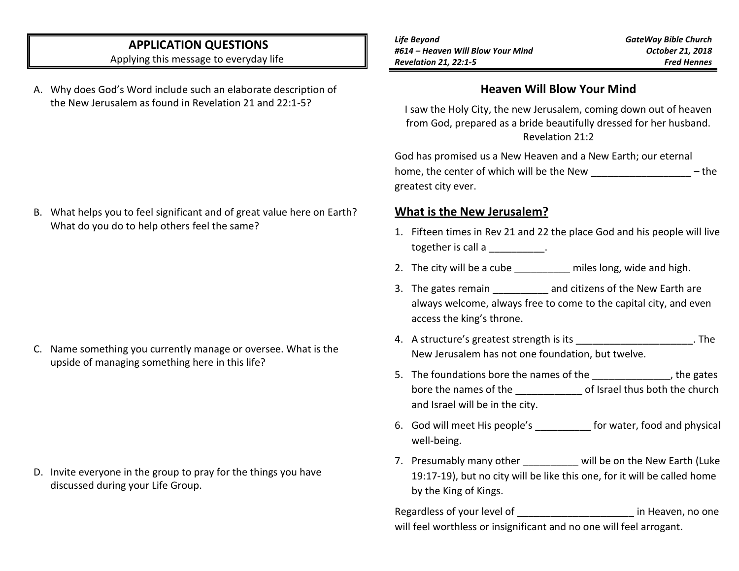## APPLICATION QUESTIONS

Applying this message to everyday life

A. Why does God's Word include such an elaborate description of the New Jerusalem as found in Revelation 21 and 22:1-5?

B. What helps you to feel significant and of great value here on Earth? What do you do to help others feel the same?

C. Name something you currently manage or oversee. What is the upside of managing something here in this life?

D. Invite everyone in the group to pray for the things you have discussed during your Life Group.

***Life Beyond***
***#614 – Heaven Will Blow Your Mind***
***Revelation 21, 22:1-5***

***GateWay Bible Church***
***October 21, 2018***
***Fred Hennes***

## Heaven Will Blow Your Mind

I saw the Holy City, the new Jerusalem, coming down out of heaven from God, prepared as a bride beautifully dressed for her husband.
Revelation 21:2

God has promised us a New Heaven and a New Earth; our eternal home, the center of which will be the New __________________ – the greatest city ever.

### What is the New Jerusalem?

1. Fifteen times in Rev 21 and 22 the place God and his people will live together is call a __________.
2. The city will be a cube __________ miles long, wide and high.
3. The gates remain __________ and citizens of the New Earth are always welcome, always free to come to the capital city, and even access the king's throne.
4. A structure's greatest strength is its _____________________. The New Jerusalem has not one foundation, but twelve.
5. The foundations bore the names of the ______________, the gates bore the names of the ____________ of Israel thus both the church and Israel will be in the city.
6. God will meet His people's __________ for water, food and physical well-being.
7. Presumably many other __________ will be on the New Earth (Luke 19:17-19), but no city will be like this one, for it will be called home by the King of Kings.

Regardless of your level of _____________________ in Heaven, no one will feel worthless or insignificant and no one will feel arrogant.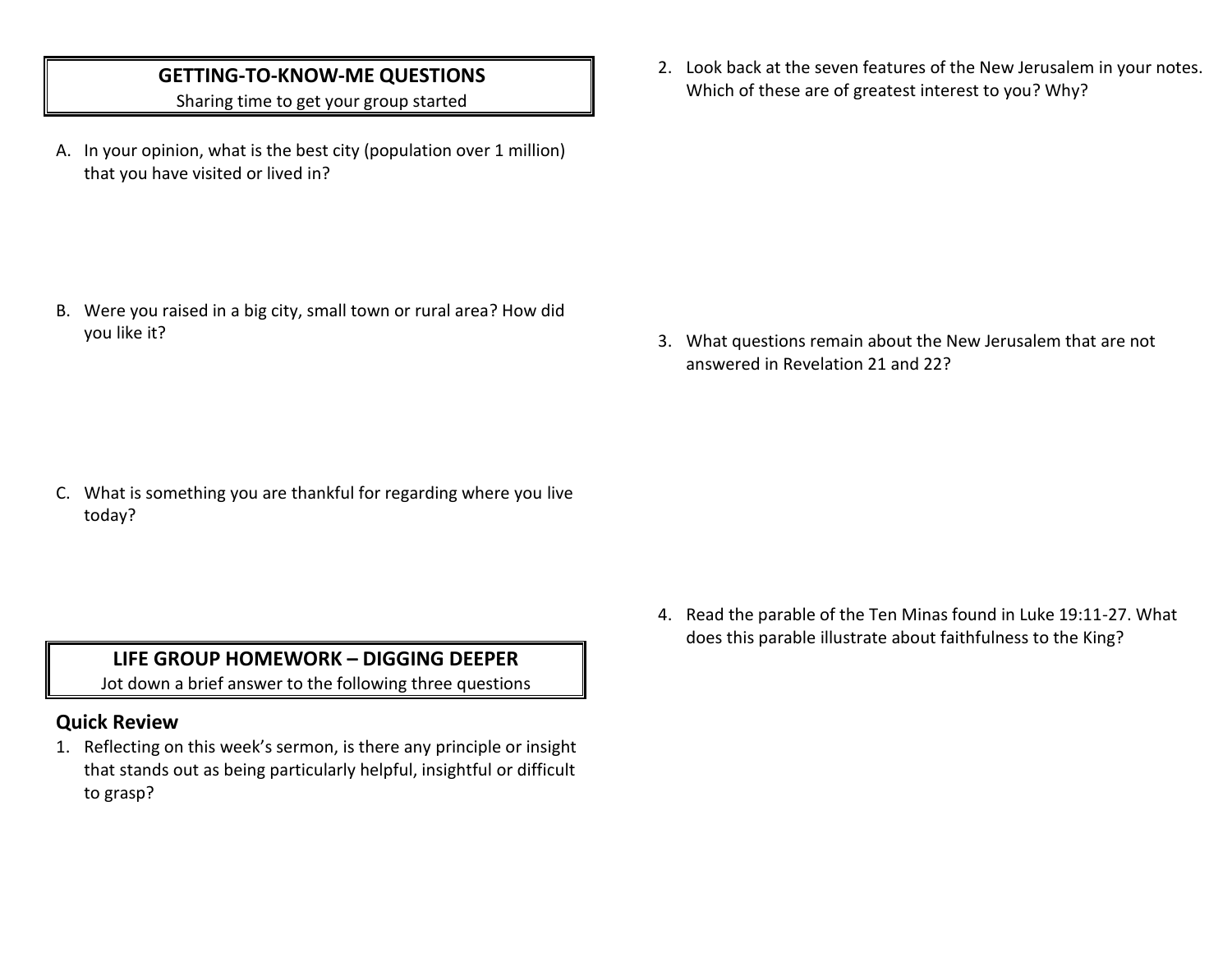## GETTING-TO-KNOW-ME QUESTIONS

Sharing time to get your group started

A. In your opinion, what is the best city (population over 1 million) that you have visited or lived in?

B. Were you raised in a big city, small town or rural area? How did you like it?

C. What is something you are thankful for regarding where you live today?

## LIFE GROUP HOMEWORK – DIGGING DEEPER

Jot down a brief answer to the following three questions

### Quick Review

1. Reflecting on this week's sermon, is there any principle or insight that stands out as being particularly helpful, insightful or difficult to grasp?

2. Look back at the seven features of the New Jerusalem in your notes. Which of these are of greatest interest to you? Why?

3. What questions remain about the New Jerusalem that are not answered in Revelation 21 and 22?

4. Read the parable of the Ten Minas found in Luke 19:11-27. What does this parable illustrate about faithfulness to the King?